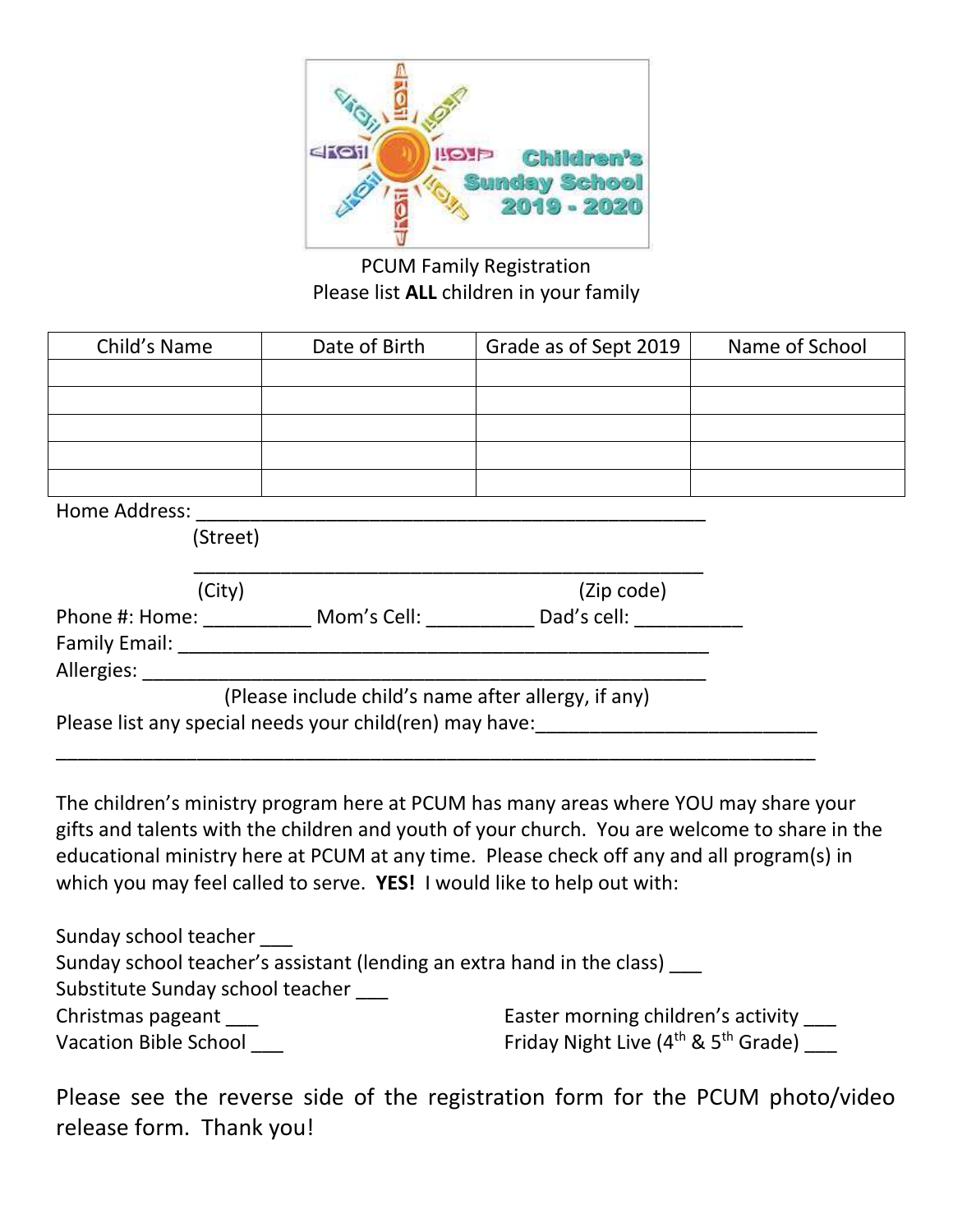Children's Sunday School 2019 - 2020

PCUM Family Registration
Please list **ALL** children in your family

| Child's Name | Date of Birth | Grade as of Sept 2019 | Name of School |
| --- | --- | --- | --- |
| | | | |
| | | | |
| | | | |
| | | | |
| | | | |

Home Address: _______________________________________________
(Street)

_______________________________________________
(City) (Zip code)

Phone #: Home: __________ Mom's Cell: __________ Dad's cell: __________

Family Email: _______________________________________________

Allergies: _______________________________________________
(Please include child's name after allergy, if any)

Please list any special needs your child(ren) may have:_________________________

_______________________________________________________________________

The children's ministry program here at PCUM has many areas where YOU may share your gifts and talents with the children and youth of your church. You are welcome to share in the educational ministry here at PCUM at any time. Please check off any and all program(s) in which you may feel called to serve. **YES!** I would like to help out with:

Sunday school teacher ___
Sunday school teacher's assistant (lending an extra hand in the class) ___
Substitute Sunday school teacher ___
Christmas pageant ___
Vacation Bible School ___
Easter morning children's activity ___
Friday Night Live (4th & 5th Grade) ___

Please see the reverse side of the registration form for the PCUM photo/video release form. Thank you!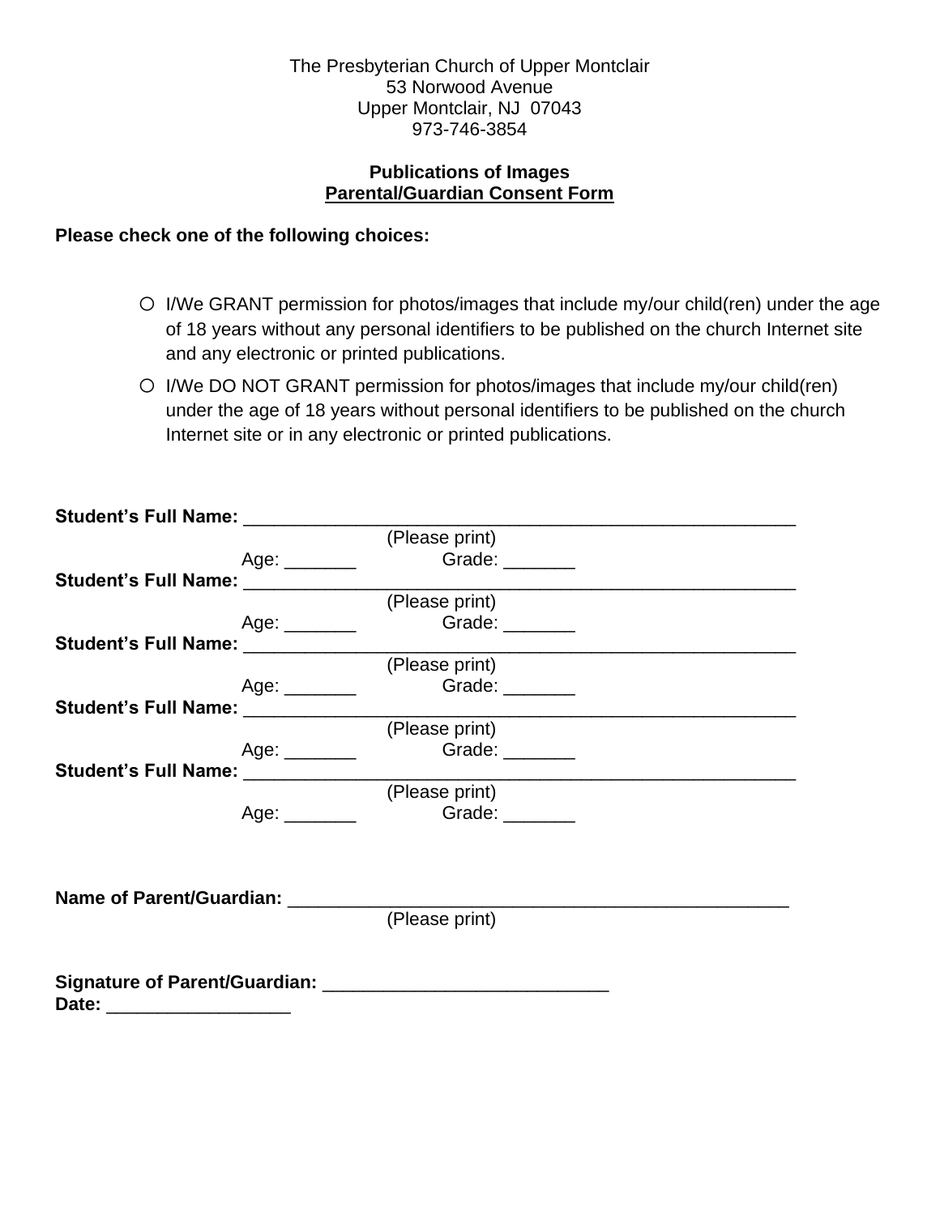The Presbyterian Church of Upper Montclair
53 Norwood Avenue
Upper Montclair, NJ 07043
973-746-3854

**Publications of Images**
**Parental/Guardian Consent Form**

**Please check one of the following choices:**

- ○ I/We GRANT permission for photos/images that include my/our child(ren) under the age of 18 years without any personal identifiers to be published on the church Internet site and any electronic or printed publications.
- ○ I/We DO NOT GRANT permission for photos/images that include my/our child(ren) under the age of 18 years without personal identifiers to be published on the church Internet site or in any electronic or printed publications.

**Student's Full Name:** _______________________________________________________
(Please print)
Age: _______ Grade: _______

**Student's Full Name:** _______________________________________________________
(Please print)
Age: _______ Grade: _______

**Student's Full Name:** _______________________________________________________
(Please print)
Age: _______ Grade: _______

**Student's Full Name:** _______________________________________________________
(Please print)
Age: _______ Grade: _______

**Student's Full Name:** _______________________________________________________
(Please print)
Age: _______ Grade: _______

**Name of Parent/Guardian:** __________________________________________________
(Please print)

**Signature of Parent/Guardian:** ____________________________
**Date:** __________________